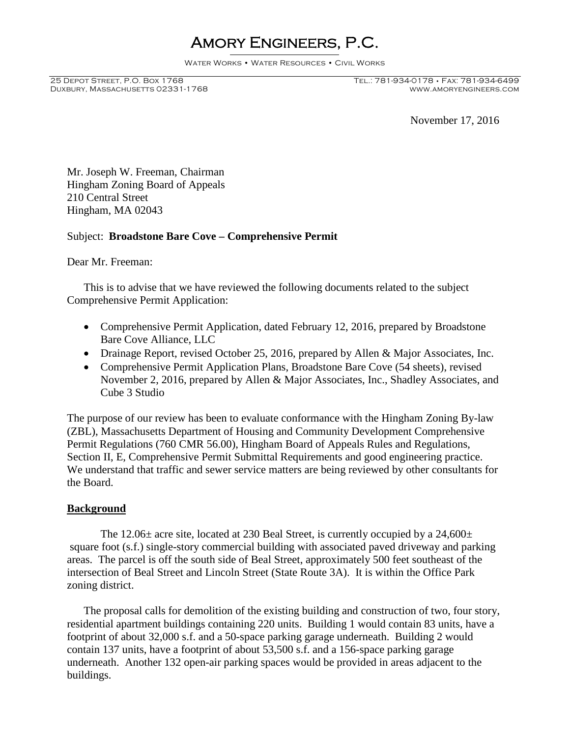# Amory Engineers, P.C.

Water Works • Water Resources • Civil Works

25 Depot Street, P.O. Box 1768
Duxbury, Massachusetts 02331-1768

Tel.: 781-934-0178 • Fax: 781-934-6499
www.amoryengineers.com

November 17, 2016

Mr. Joseph W. Freeman, Chairman
Hingham Zoning Board of Appeals
210 Central Street
Hingham, MA 02043

Subject: **Broadstone Bare Cove – Comprehensive Permit**

Dear Mr. Freeman:

This is to advise that we have reviewed the following documents related to the subject Comprehensive Permit Application:

- Comprehensive Permit Application, dated February 12, 2016, prepared by Broadstone Bare Cove Alliance, LLC
- Drainage Report, revised October 25, 2016, prepared by Allen & Major Associates, Inc.
- Comprehensive Permit Application Plans, Broadstone Bare Cove (54 sheets), revised November 2, 2016, prepared by Allen & Major Associates, Inc., Shadley Associates, and Cube 3 Studio

The purpose of our review has been to evaluate conformance with the Hingham Zoning By-law (ZBL), Massachusetts Department of Housing and Community Development Comprehensive Permit Regulations (760 CMR 56.00), Hingham Board of Appeals Rules and Regulations, Section II, E, Comprehensive Permit Submittal Requirements and good engineering practice. We understand that traffic and sewer service matters are being reviewed by other consultants for the Board.

## Background

The 12.06± acre site, located at 230 Beal Street, is currently occupied by a 24,600± square foot (s.f.) single-story commercial building with associated paved driveway and parking areas. The parcel is off the south side of Beal Street, approximately 500 feet southeast of the intersection of Beal Street and Lincoln Street (State Route 3A). It is within the Office Park zoning district.

The proposal calls for demolition of the existing building and construction of two, four story, residential apartment buildings containing 220 units. Building 1 would contain 83 units, have a footprint of about 32,000 s.f. and a 50-space parking garage underneath. Building 2 would contain 137 units, have a footprint of about 53,500 s.f. and a 156-space parking garage underneath. Another 132 open-air parking spaces would be provided in areas adjacent to the buildings.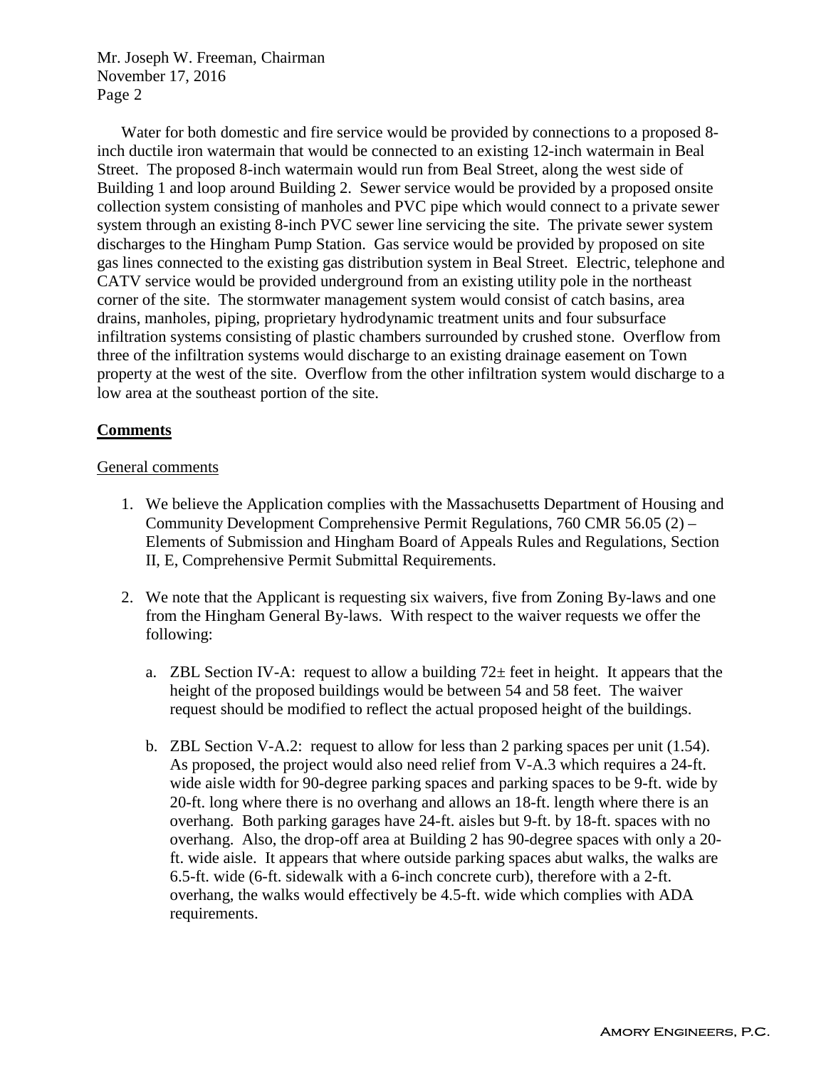Water for both domestic and fire service would be provided by connections to a proposed 8-inch ductile iron watermain that would be connected to an existing 12-inch watermain in Beal Street. The proposed 8-inch watermain would run from Beal Street, along the west side of Building 1 and loop around Building 2. Sewer service would be provided by a proposed onsite collection system consisting of manholes and PVC pipe which would connect to a private sewer system through an existing 8-inch PVC sewer line servicing the site. The private sewer system discharges to the Hingham Pump Station. Gas service would be provided by proposed on site gas lines connected to the existing gas distribution system in Beal Street. Electric, telephone and CATV service would be provided underground from an existing utility pole in the northeast corner of the site. The stormwater management system would consist of catch basins, area drains, manholes, piping, proprietary hydrodynamic treatment units and four subsurface infiltration systems consisting of plastic chambers surrounded by crushed stone. Overflow from three of the infiltration systems would discharge to an existing drainage easement on Town property at the west of the site. Overflow from the other infiltration system would discharge to a low area at the southeast portion of the site.

## **Comments**

General comments

1. We believe the Application complies with the Massachusetts Department of Housing and Community Development Comprehensive Permit Regulations, 760 CMR 56.05 (2) – Elements of Submission and Hingham Board of Appeals Rules and Regulations, Section II, E, Comprehensive Permit Submittal Requirements.

2. We note that the Applicant is requesting six waivers, five from Zoning By-laws and one from the Hingham General By-laws. With respect to the waiver requests we offer the following:

   a. ZBL Section IV-A: request to allow a building 72± feet in height. It appears that the height of the proposed buildings would be between 54 and 58 feet. The waiver request should be modified to reflect the actual proposed height of the buildings.

   b. ZBL Section V-A.2: request to allow for less than 2 parking spaces per unit (1.54). As proposed, the project would also need relief from V-A.3 which requires a 24-ft. wide aisle width for 90-degree parking spaces and parking spaces to be 9-ft. wide by 20-ft. long where there is no overhang and allows an 18-ft. length where there is an overhang. Both parking garages have 24-ft. aisles but 9-ft. by 18-ft. spaces with no overhang. Also, the drop-off area at Building 2 has 90-degree spaces with only a 20-ft. wide aisle. It appears that where outside parking spaces abut walks, the walks are 6.5-ft. wide (6-ft. sidewalk with a 6-inch concrete curb), therefore with a 2-ft. overhang, the walks would effectively be 4.5-ft. wide which complies with ADA requirements.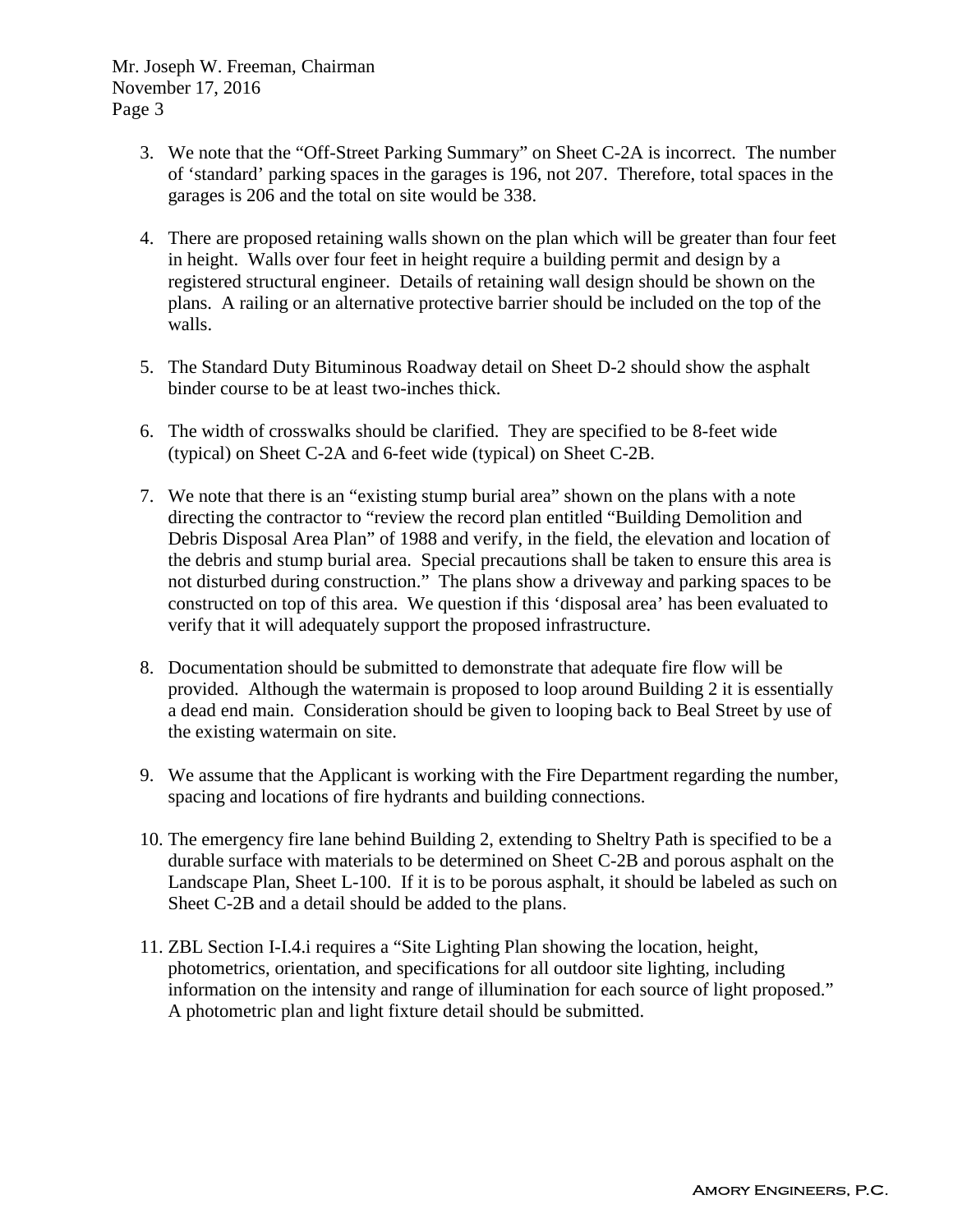3. We note that the "Off-Street Parking Summary" on Sheet C-2A is incorrect. The number of 'standard' parking spaces in the garages is 196, not 207. Therefore, total spaces in the garages is 206 and the total on site would be 338.

4. There are proposed retaining walls shown on the plan which will be greater than four feet in height. Walls over four feet in height require a building permit and design by a registered structural engineer. Details of retaining wall design should be shown on the plans. A railing or an alternative protective barrier should be included on the top of the walls.

5. The Standard Duty Bituminous Roadway detail on Sheet D-2 should show the asphalt binder course to be at least two-inches thick.

6. The width of crosswalks should be clarified. They are specified to be 8-feet wide (typical) on Sheet C-2A and 6-feet wide (typical) on Sheet C-2B.

7. We note that there is an "existing stump burial area" shown on the plans with a note directing the contractor to "review the record plan entitled "Building Demolition and Debris Disposal Area Plan" of 1988 and verify, in the field, the elevation and location of the debris and stump burial area. Special precautions shall be taken to ensure this area is not disturbed during construction." The plans show a driveway and parking spaces to be constructed on top of this area. We question if this 'disposal area' has been evaluated to verify that it will adequately support the proposed infrastructure.

8. Documentation should be submitted to demonstrate that adequate fire flow will be provided. Although the watermain is proposed to loop around Building 2 it is essentially a dead end main. Consideration should be given to looping back to Beal Street by use of the existing watermain on site.

9. We assume that the Applicant is working with the Fire Department regarding the number, spacing and locations of fire hydrants and building connections.

10. The emergency fire lane behind Building 2, extending to Sheltry Path is specified to be a durable surface with materials to be determined on Sheet C-2B and porous asphalt on the Landscape Plan, Sheet L-100. If it is to be porous asphalt, it should be labeled as such on Sheet C-2B and a detail should be added to the plans.

11. ZBL Section I-I.4.i requires a "Site Lighting Plan showing the location, height, photometrics, orientation, and specifications for all outdoor site lighting, including information on the intensity and range of illumination for each source of light proposed." A photometric plan and light fixture detail should be submitted.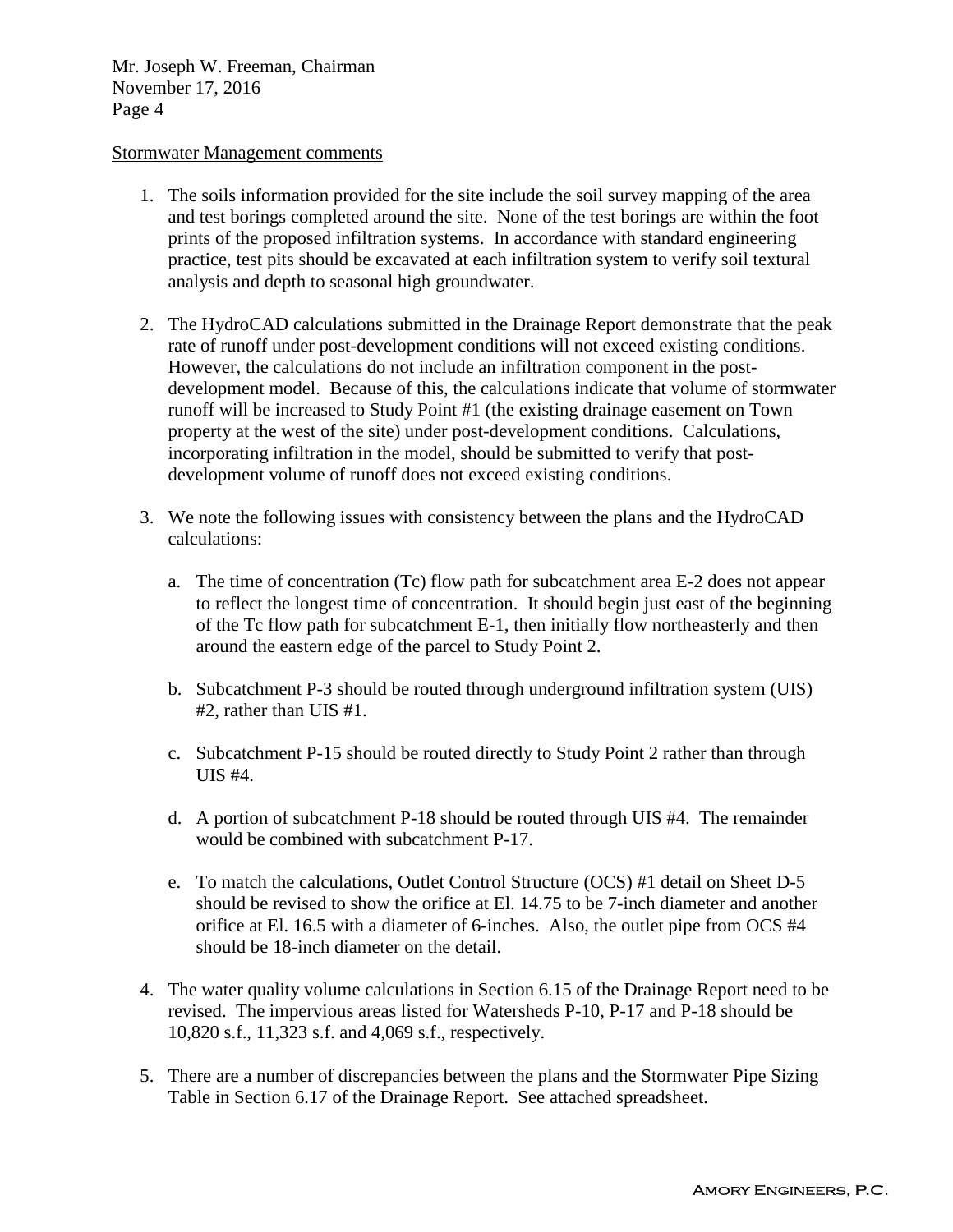Stormwater Management comments

1. The soils information provided for the site include the soil survey mapping of the area and test borings completed around the site. None of the test borings are within the foot prints of the proposed infiltration systems. In accordance with standard engineering practice, test pits should be excavated at each infiltration system to verify soil textural analysis and depth to seasonal high groundwater.

2. The HydroCAD calculations submitted in the Drainage Report demonstrate that the peak rate of runoff under post-development conditions will not exceed existing conditions. However, the calculations do not include an infiltration component in the post-development model. Because of this, the calculations indicate that volume of stormwater runoff will be increased to Study Point #1 (the existing drainage easement on Town property at the west of the site) under post-development conditions. Calculations, incorporating infiltration in the model, should be submitted to verify that post-development volume of runoff does not exceed existing conditions.

3. We note the following issues with consistency between the plans and the HydroCAD calculations:

   a. The time of concentration (Tc) flow path for subcatchment area E-2 does not appear to reflect the longest time of concentration. It should begin just east of the beginning of the Tc flow path for subcatchment E-1, then initially flow northeasterly and then around the eastern edge of the parcel to Study Point 2.

   b. Subcatchment P-3 should be routed through underground infiltration system (UIS) #2, rather than UIS #1.

   c. Subcatchment P-15 should be routed directly to Study Point 2 rather than through UIS #4.

   d. A portion of subcatchment P-18 should be routed through UIS #4. The remainder would be combined with subcatchment P-17.

   e. To match the calculations, Outlet Control Structure (OCS) #1 detail on Sheet D-5 should be revised to show the orifice at El. 14.75 to be 7-inch diameter and another orifice at El. 16.5 with a diameter of 6-inches. Also, the outlet pipe from OCS #4 should be 18-inch diameter on the detail.

4. The water quality volume calculations in Section 6.15 of the Drainage Report need to be revised. The impervious areas listed for Watersheds P-10, P-17 and P-18 should be 10,820 s.f., 11,323 s.f. and 4,069 s.f., respectively.

5. There are a number of discrepancies between the plans and the Stormwater Pipe Sizing Table in Section 6.17 of the Drainage Report. See attached spreadsheet.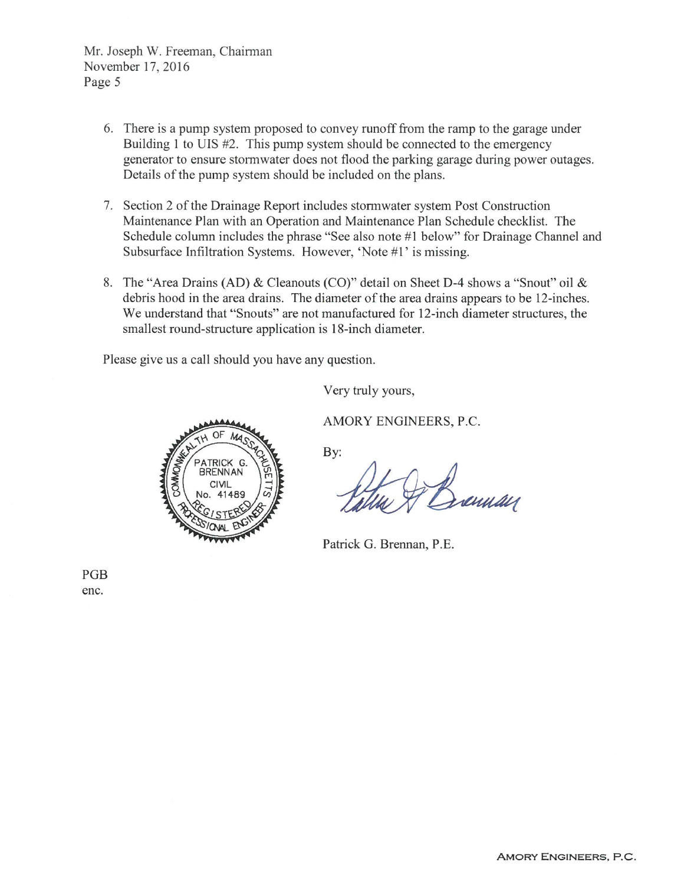Mr. Joseph W. Freeman, Chairman
November 17, 2016
Page 5

6. There is a pump system proposed to convey runoff from the ramp to the garage under Building 1 to UIS #2. This pump system should be connected to the emergency generator to ensure stormwater does not flood the parking garage during power outages. Details of the pump system should be included on the plans.

7. Section 2 of the Drainage Report includes stormwater system Post Construction Maintenance Plan with an Operation and Maintenance Plan Schedule checklist. The Schedule column includes the phrase "See also note #1 below" for Drainage Channel and Subsurface Infiltration Systems. However, 'Note #1' is missing.

8. The "Area Drains (AD) & Cleanouts (CO)" detail on Sheet D-4 shows a "Snout" oil & debris hood in the area drains. The diameter of the area drains appears to be 12-inches. We understand that "Snouts" are not manufactured for 12-inch diameter structures, the smallest round-structure application is 18-inch diameter.

Please give us a call should you have any question.

Very truly yours,

AMORY ENGINEERS, P.C.

By:

COMMONWEALTH OF MASSACHUSETTS
PATRICK G. BRENNAN
CIVIL
No. 41489
REGISTERED PROFESSIONAL ENGINEER

Patrick G. Brennan, P.E.

PGB
enc.